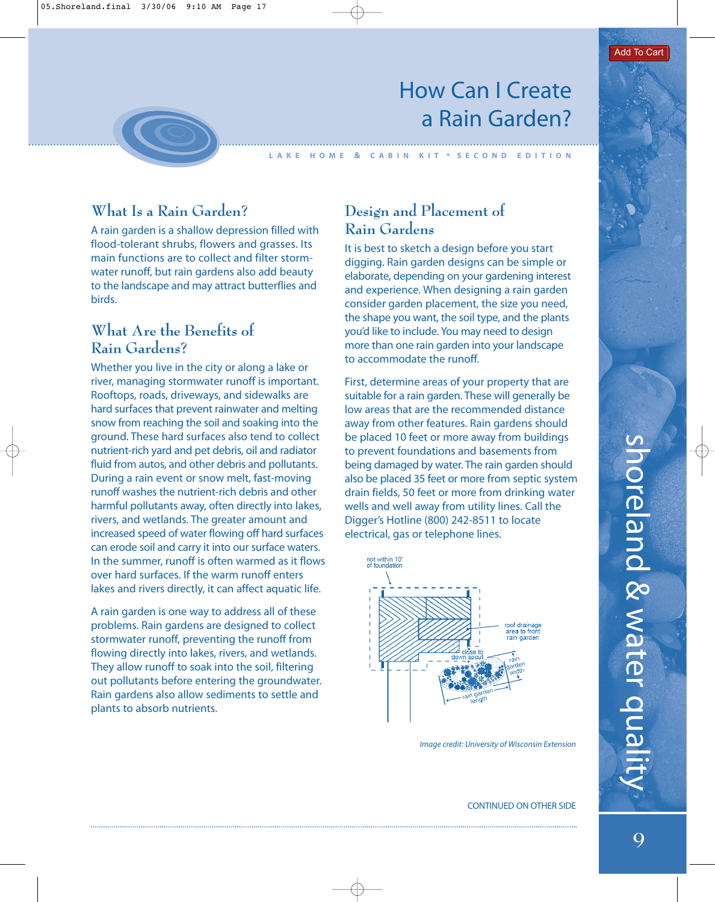# How Can I Create a Rain Garden?

LAKE HOME & CABIN KIT • SECOND EDITION

## What Is a Rain Garden?

A rain garden is a shallow depression filled with flood-tolerant shrubs, flowers and grasses. Its main functions are to collect and filter stormwater runoff, but rain gardens also add beauty to the landscape and may attract butterflies and birds.

## What Are the Benefits of Rain Gardens?

Whether you live in the city or along a lake or river, managing stormwater runoff is important. Rooftops, roads, driveways, and sidewalks are hard surfaces that prevent rainwater and melting snow from reaching the soil and soaking into the ground. These hard surfaces also tend to collect nutrient-rich yard and pet debris, oil and radiator fluid from autos, and other debris and pollutants. During a rain event or snow melt, fast-moving runoff washes the nutrient-rich debris and other harmful pollutants away, often directly into lakes, rivers, and wetlands. The greater amount and increased speed of water flowing off hard surfaces can erode soil and carry it into our surface waters. In the summer, runoff is often warmed as it flows over hard surfaces. If the warm runoff enters lakes and rivers directly, it can affect aquatic life.

A rain garden is one way to address all of these problems. Rain gardens are designed to collect stormwater runoff, preventing the runoff from flowing directly into lakes, rivers, and wetlands. They allow runoff to soak into the soil, filtering out pollutants before entering the groundwater. Rain gardens also allow sediments to settle and plants to absorb nutrients.

## Design and Placement of Rain Gardens

It is best to sketch a design before you start digging. Rain garden designs can be simple or elaborate, depending on your gardening interest and experience. When designing a rain garden consider garden placement, the size you need, the shape you want, the soil type, and the plants you'd like to include. You may need to design more than one rain garden into your landscape to accommodate the runoff.

First, determine areas of your property that are suitable for a rain garden. These will generally be low areas that are the recommended distance away from other features. Rain gardens should be placed 10 feet or more away from buildings to prevent foundations and basements from being damaged by water. The rain garden should also be placed 35 feet or more from septic system drain fields, 50 feet or more from drinking water wells and well away from utility lines. Call the Digger's Hotline (800) 242-8511 to locate electrical, gas or telephone lines.

*Image credit: University of Wisconsin Extension*

CONTINUED ON OTHER SIDE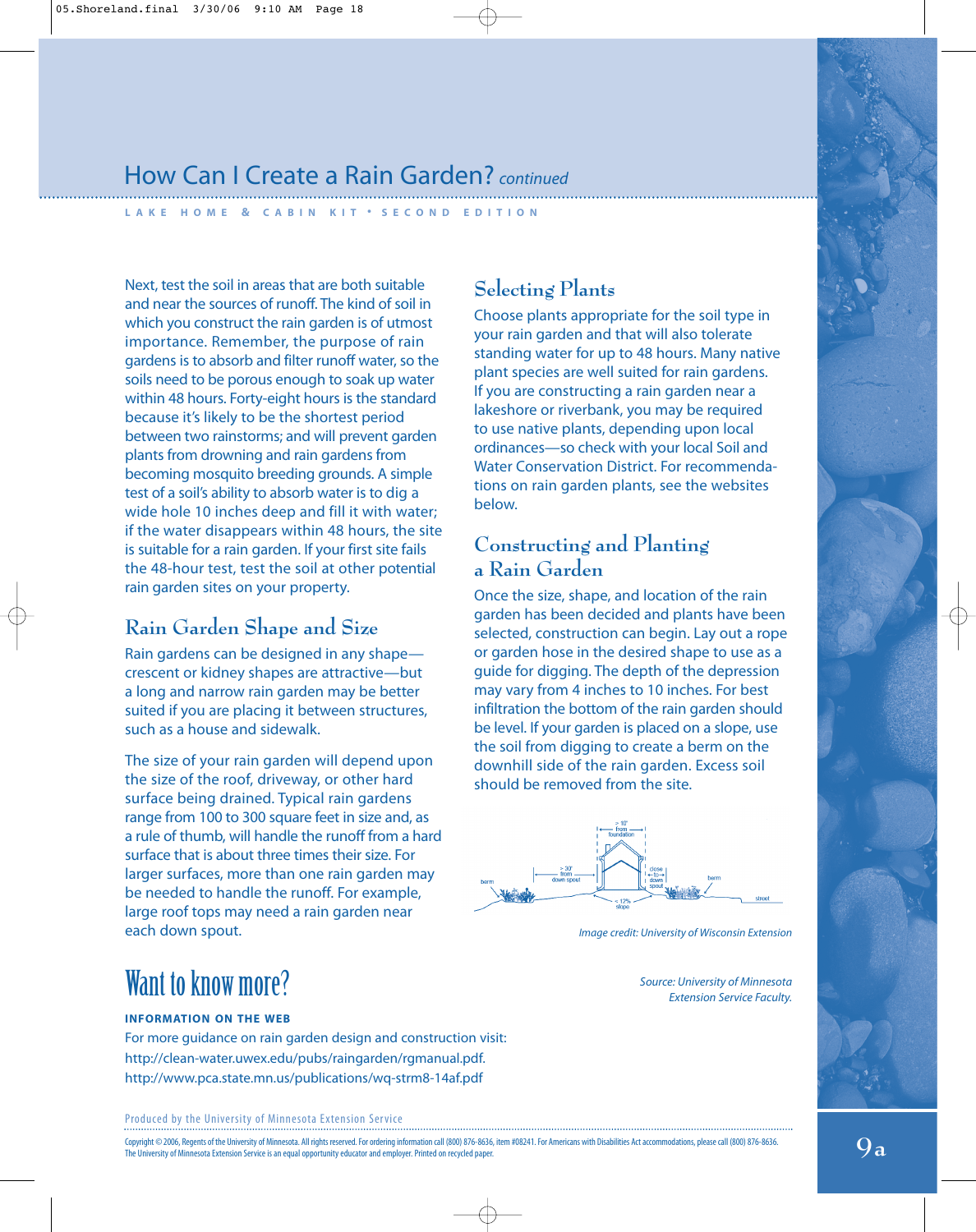# How Can I Create a Rain Garden? *continued*

LAKE HOME & CABIN KIT • SECOND EDITION

Next, test the soil in areas that are both suitable and near the sources of runoff. The kind of soil in which you construct the rain garden is of utmost importance. Remember, the purpose of rain gardens is to absorb and filter runoff water, so the soils need to be porous enough to soak up water within 48 hours. Forty-eight hours is the standard because it's likely to be the shortest period between two rainstorms; and will prevent garden plants from drowning and rain gardens from becoming mosquito breeding grounds. A simple test of a soil's ability to absorb water is to dig a wide hole 10 inches deep and fill it with water; if the water disappears within 48 hours, the site is suitable for a rain garden. If your first site fails the 48-hour test, test the soil at other potential rain garden sites on your property.

## Rain Garden Shape and Size

Rain gardens can be designed in any shape—crescent or kidney shapes are attractive—but a long and narrow rain garden may be better suited if you are placing it between structures, such as a house and sidewalk.

The size of your rain garden will depend upon the size of the roof, driveway, or other hard surface being drained. Typical rain gardens range from 100 to 300 square feet in size and, as a rule of thumb, will handle the runoff from a hard surface that is about three times their size. For larger surfaces, more than one rain garden may be needed to handle the runoff. For example, large roof tops may need a rain garden near each down spout.

## Selecting Plants

Choose plants appropriate for the soil type in your rain garden and that will also tolerate standing water for up to 48 hours. Many native plant species are well suited for rain gardens. If you are constructing a rain garden near a lakeshore or riverbank, you may be required to use native plants, depending upon local ordinances—so check with your local Soil and Water Conservation District. For recommendations on rain garden plants, see the websites below.

## Constructing and Planting a Rain Garden

Once the size, shape, and location of the rain garden has been decided and plants have been selected, construction can begin. Lay out a rope or garden hose in the desired shape to use as a guide for digging. The depth of the depression may vary from 4 inches to 10 inches. For best infiltration the bottom of the rain garden should be level. If your garden is placed on a slope, use the soil from digging to create a berm on the downhill side of the rain garden. Excess soil should be removed from the site.

> 10' from foundation
> 30' from down spout
close to down spout
berm
berm
< 12% slope
street

*Image credit: University of Wisconsin Extension*

*Source: University of Minnesota Extension Service Faculty.*

# Want to know more?

**INFORMATION ON THE WEB**

For more guidance on rain garden design and construction visit:
http://clean-water.uwex.edu/pubs/raingarden/rgmanual.pdf.
http://www.pca.state.mn.us/publications/wq-strm8-14af.pdf

Produced by the University of Minnesota Extension Service

Copyright © 2006, Regents of the University of Minnesota. All rights reserved. For ordering information call (800) 876-8636, item #08241. For Americans with Disabilities Act accommodations, please call (800) 876-8636. The University of Minnesota Extension Service is an equal opportunity educator and employer. Printed on recycled paper.